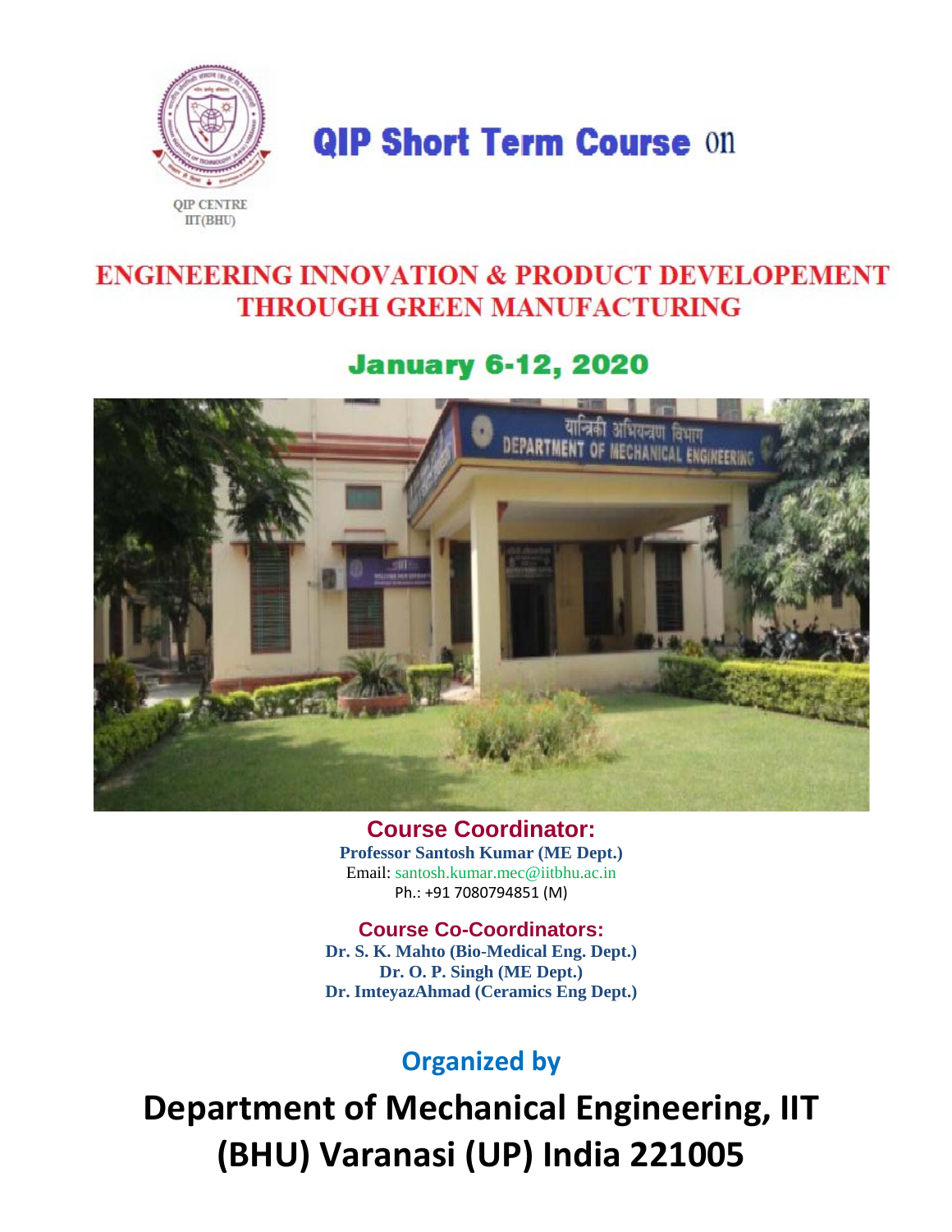QIP CENTRE
IIT(BHU)

# QIP Short Term Course on

# ENGINEERING INNOVATION & PRODUCT DEVELOPEMENT THROUGH GREEN MANUFACTURING

## January 6-12, 2020

### Course Coordinator:

**Professor Santosh Kumar (ME Dept.)**
Email: santosh.kumar.mec@iitbhu.ac.in
Ph.: +91 7080794851 (M)

### Course Co-Coordinators:

**Dr. S. K. Mahto (Bio-Medical Eng. Dept.)**
**Dr. O. P. Singh (ME Dept.)**
**Dr. ImteyazAhmad (Ceramics Eng Dept.)**

## Organized by

# Department of Mechanical Engineering, IIT (BHU) Varanasi (UP) India 221005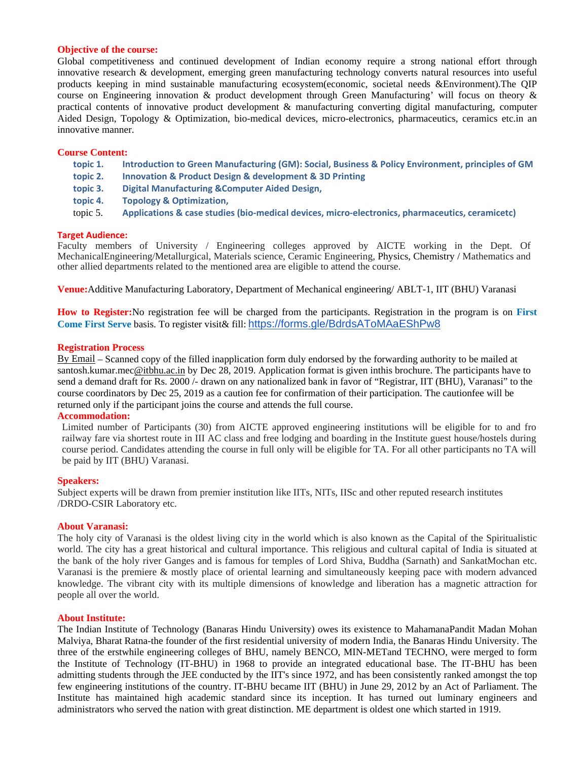**Objective of the course:**

Global competitiveness and continued development of Indian economy require a strong national effort through innovative research & development, emerging green manufacturing technology converts natural resources into useful products keeping in mind sustainable manufacturing ecosystem(economic, societal needs &Environment).The QIP course on Engineering innovation & product development through Green Manufacturing' will focus on theory & practical contents of innovative product development & manufacturing converting digital manufacturing, computer Aided Design, Topology & Optimization, bio-medical devices, micro-electronics, pharmaceutics, ceramics etc.in an innovative manner.

**Course Content:**

- topic 1. **Introduction to Green Manufacturing (GM): Social, Business & Policy Environment, principles of GM**
- topic 2. **Innovation & Product Design & development & 3D Printing**
- topic 3. **Digital Manufacturing &Computer Aided Design,**
- topic 4. **Topology & Optimization,**
- topic 5. **Applications & case studies (bio-medical devices, micro-electronics, pharmaceutics, ceramicetc)**

**Target Audience:**

Faculty members of University / Engineering colleges approved by AICTE working in the Dept. Of MechanicalEngineering/Metallurgical, Materials science, Ceramic Engineering, Physics, Chemistry / Mathematics and other allied departments related to the mentioned area are eligible to attend the course.

**Venue:**Additive Manufacturing Laboratory, Department of Mechanical engineering/ ABLT-1, IIT (BHU) Varanasi

**How to Register:**No registration fee will be charged from the participants. Registration in the program is on **First Come First Serve** basis. To register visit& fill: https://forms.gle/BdrdsAToMAaEShPw8

**Registration Process**

By Email – Scanned copy of the filled inapplication form duly endorsed by the forwarding authority to be mailed at santosh.kumar.mec@itbhu.ac.in by Dec 28, 2019. Application format is given inthis brochure. The participants have to send a demand draft for Rs. 2000 /- drawn on any nationalized bank in favor of "Registrar, IIT (BHU), Varanasi" to the course coordinators by Dec 25, 2019 as a caution fee for confirmation of their participation. The cautionfee will be returned only if the participant joins the course and attends the full course.

**Accommodation:**

Limited number of Participants (30) from AICTE approved engineering institutions will be eligible for to and fro railway fare via shortest route in III AC class and free lodging and boarding in the Institute guest house/hostels during course period. Candidates attending the course in full only will be eligible for TA. For all other participants no TA will be paid by IIT (BHU) Varanasi.

**Speakers:**

Subject experts will be drawn from premier institution like IITs, NITs, IISc and other reputed research institutes /DRDO-CSIR Laboratory etc.

**About Varanasi:**

The holy city of Varanasi is the oldest living city in the world which is also known as the Capital of the Spiritualistic world. The city has a great historical and cultural importance. This religious and cultural capital of India is situated at the bank of the holy river Ganges and is famous for temples of Lord Shiva, Buddha (Sarnath) and SankatMochan etc. Varanasi is the premiere & mostly place of oriental learning and simultaneously keeping pace with modern advanced knowledge. The vibrant city with its multiple dimensions of knowledge and liberation has a magnetic attraction for people all over the world.

**About Institute:**

The Indian Institute of Technology (Banaras Hindu University) owes its existence to MahamanaPandit Madan Mohan Malviya, Bharat Ratna-the founder of the first residential university of modern India, the Banaras Hindu University. The three of the erstwhile engineering colleges of BHU, namely BENCO, MIN-METand TECHNO, were merged to form the Institute of Technology (IT-BHU) in 1968 to provide an integrated educational base. The IT-BHU has been admitting students through the JEE conducted by the IIT's since 1972, and has been consistently ranked amongst the top few engineering institutions of the country. IT-BHU became IIT (BHU) in June 29, 2012 by an Act of Parliament. The Institute has maintained high academic standard since its inception. It has turned out luminary engineers and administrators who served the nation with great distinction. ME department is oldest one which started in 1919.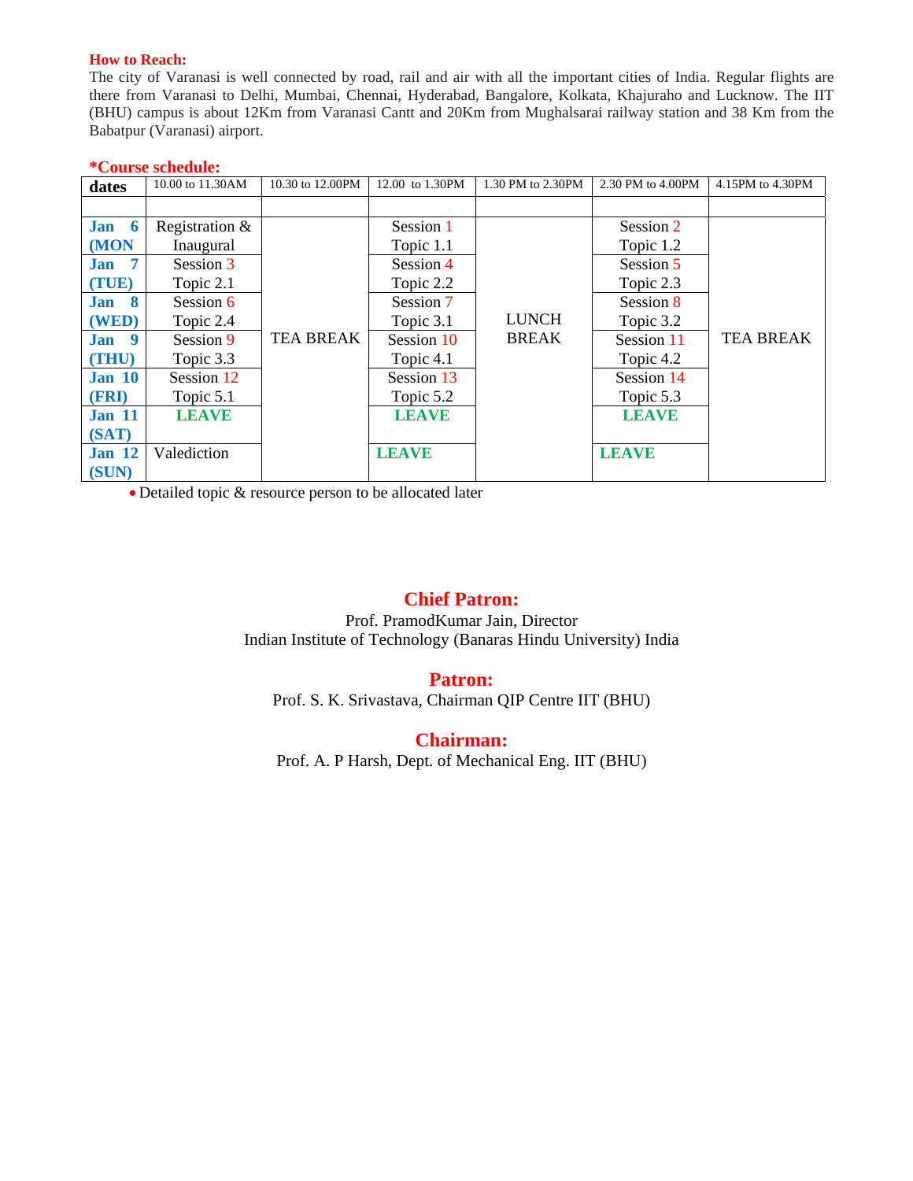**How to Reach:**

The city of Varanasi is well connected by road, rail and air with all the important cities of India. Regular flights are there from Varanasi to Delhi, Mumbai, Chennai, Hyderabad, Bangalore, Kolkata, Khajuraho and Lucknow. The IIT (BHU) campus is about 12Km from Varanasi Cantt and 20Km from Mughalsarai railway station and 38 Km from the Babatpur (Varanasi) airport.

**\*Course schedule:**

| dates | 10.00 to 11.30AM | 10.30 to 12.00PM | 12.00 to 1.30PM | 1.30 PM to 2.30PM | 2.30 PM to 4.00PM | 4.15PM to 4.30PM |
|---|---|---|---|---|---|---|
| | | | | | | |
| **Jan 6 (MON** | Registration & Inaugural | TEA BREAK | Session 1 Topic 1.1 | LUNCH BREAK | Session 2 Topic 1.2 | TEA BREAK |
| **Jan 7 (TUE)** | Session 3 Topic 2.1 | | Session 4 Topic 2.2 | | Session 5 Topic 2.3 | |
| **Jan 8 (WED)** | Session 6 Topic 2.4 | | Session 7 Topic 3.1 | | Session 8 Topic 3.2 | |
| **Jan 9 (THU)** | Session 9 Topic 3.3 | | Session 10 Topic 4.1 | | Session 11 Topic 4.2 | |
| **Jan 10 (FRI)** | Session 12 Topic 5.1 | | Session 13 Topic 5.2 | | Session 14 Topic 5.3 | |
| **Jan 11 (SAT)** | **LEAVE** | | **LEAVE** | | **LEAVE** | |
| **Jan 12 (SUN)** | Valediction | | **LEAVE** | | **LEAVE** | |

- Detailed topic & resource person to be allocated later

## Chief Patron:

Prof. PramodKumar Jain, Director
Indian Institute of Technology (Banaras Hindu University) India

## Patron:

Prof. S. K. Srivastava, Chairman QIP Centre IIT (BHU)

## Chairman:

Prof. A. P Harsh, Dept. of Mechanical Eng. IIT (BHU)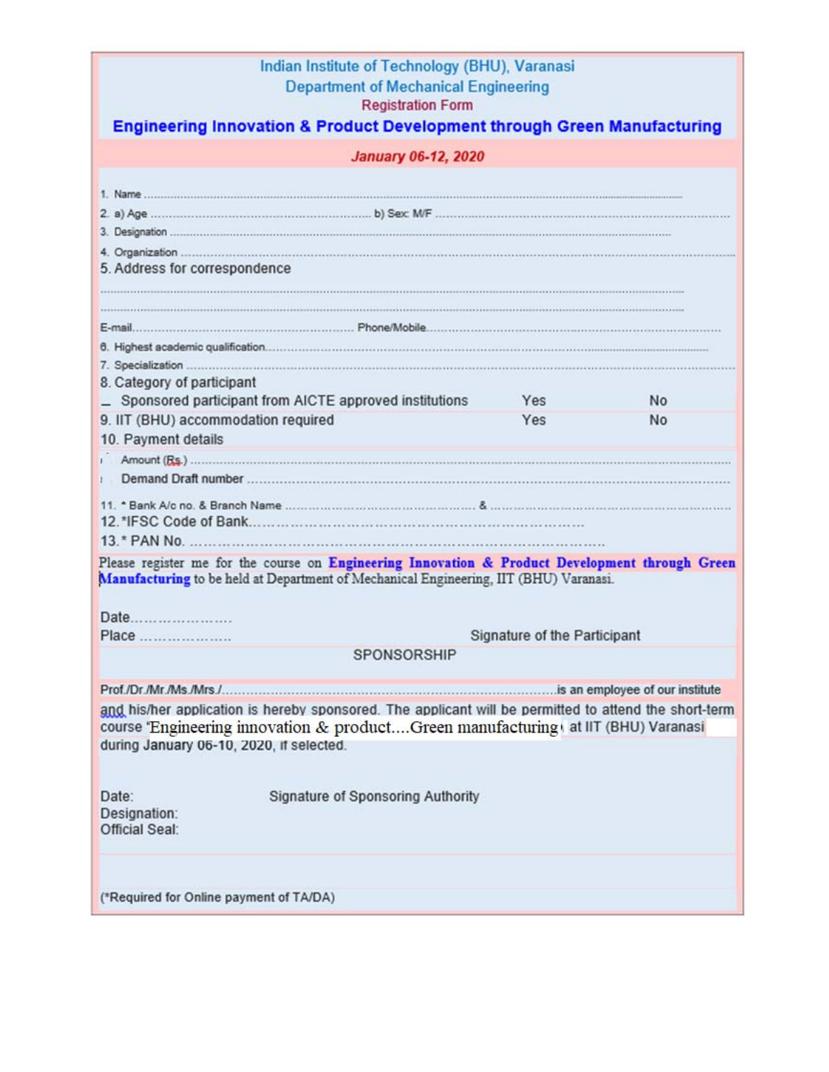Indian Institute of Technology (BHU), Varanasi

Department of Mechanical Engineering

Registration Form

## Engineering Innovation & Product Development through Green Manufacturing

***January 06-12, 2020***

1. Name ..............................................................................................
2. a) Age ............................................. b) Sex: M/F ..............................................
3. Designation ....................................................................................
4. Organization ...................................................................................
5. Address for correspondence

.......................................................................................................

.......................................................................................................

E-mail............................................ Phone/Mobile..............................................

6. Highest academic qualification.......................................................................
7. Specialization ....................................................................................
8. Category of participant

| | | |
|---|---|---|
| _ Sponsored participant from AICTE approved institutions | Yes | No |
| 9. IIT (BHU) accommodation required | Yes | No |

10. Payment details
    - Amount (Rs.) ..............................................................................
    - Demand Draft number ...................................................................

11. * Bank A/c no. & Branch Name ........................................ & ........................................

12. *IFSC Code of Bank.............................................................

13. * PAN No. .............................................................................

Please register me for the course on **Engineering Innovation & Product Development through Green Manufacturing** to be held at Department of Mechanical Engineering, IIT (BHU) Varanasi.

Date.....................

Place ...................

Signature of the Participant

SPONSORSHIP

Prof./Dr./Mr./Ms./Mrs./...............................................................................is an employee of our institute and his/her application is hereby sponsored. The applicant will be permitted to attend the short-term course 'Engineering innovation & product....Green manufacturing' at IIT (BHU) Varanasi during January 06-10, 2020, if selected.

Date:

Signature of Sponsoring Authority

Designation:

Official Seal:

(*Required for Online payment of TA/DA)